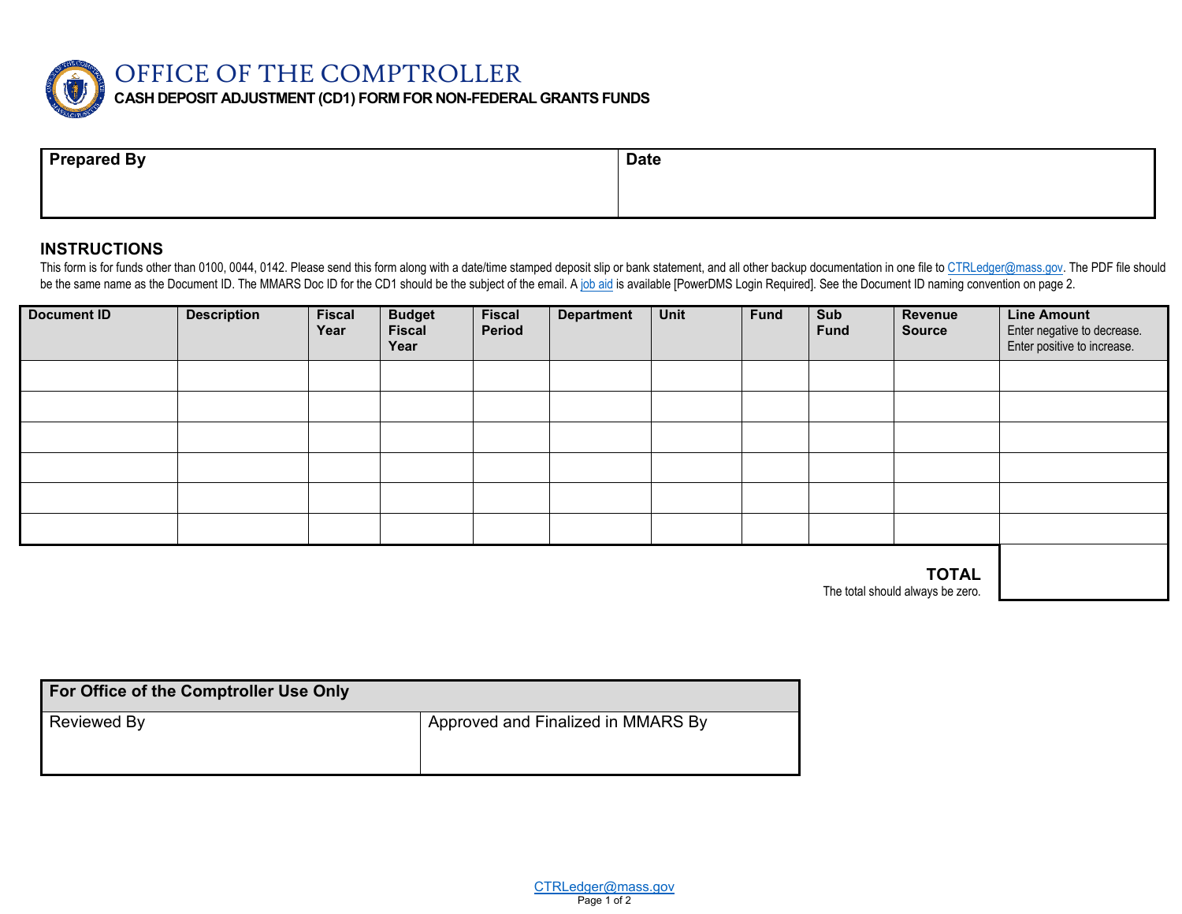# OFFICE OF THE COMPTROLLER

**CASH DEPOSIT ADJUSTMENT (CD1) FORM FOR NON-FEDERAL GRANTS FUNDS**

| Prepared By | Date |
| --- | --- |
| | |

## INSTRUCTIONS

This form is for funds other than 0100, 0044, 0142. Please send this form along with a date/time stamped deposit slip or bank statement, and all other backup documentation in one file to CTRLedger@mass.gov. The PDF file should be the same name as the Document ID. The MMARS Doc ID for the CD1 should be the subject of the email. A job aid is available [PowerDMS Login Required]. See the Document ID naming convention on page 2.

| Document ID | Description | Fiscal Year | Budget Fiscal Year | Fiscal Period | Department | Unit | Fund | Sub Fund | Revenue Source | Line Amount Enter negative to decrease. Enter positive to increase. |
| --- | --- | --- | --- | --- | --- | --- | --- | --- | --- | --- |
| | | | | | | | | | | |
| | | | | | | | | | | |
| | | | | | | | | | | |
| | | | | | | | | | | |
| | | | | | | | | | | |
| | | | | | | | | | | |
| | | | | | | | | | **TOTAL** The total should always be zero. | |

| For Office of the Comptroller Use Only | |
| --- | --- |
| Reviewed By | Approved and Finalized in MMARS By |
| | |

CTRLedger@mass.gov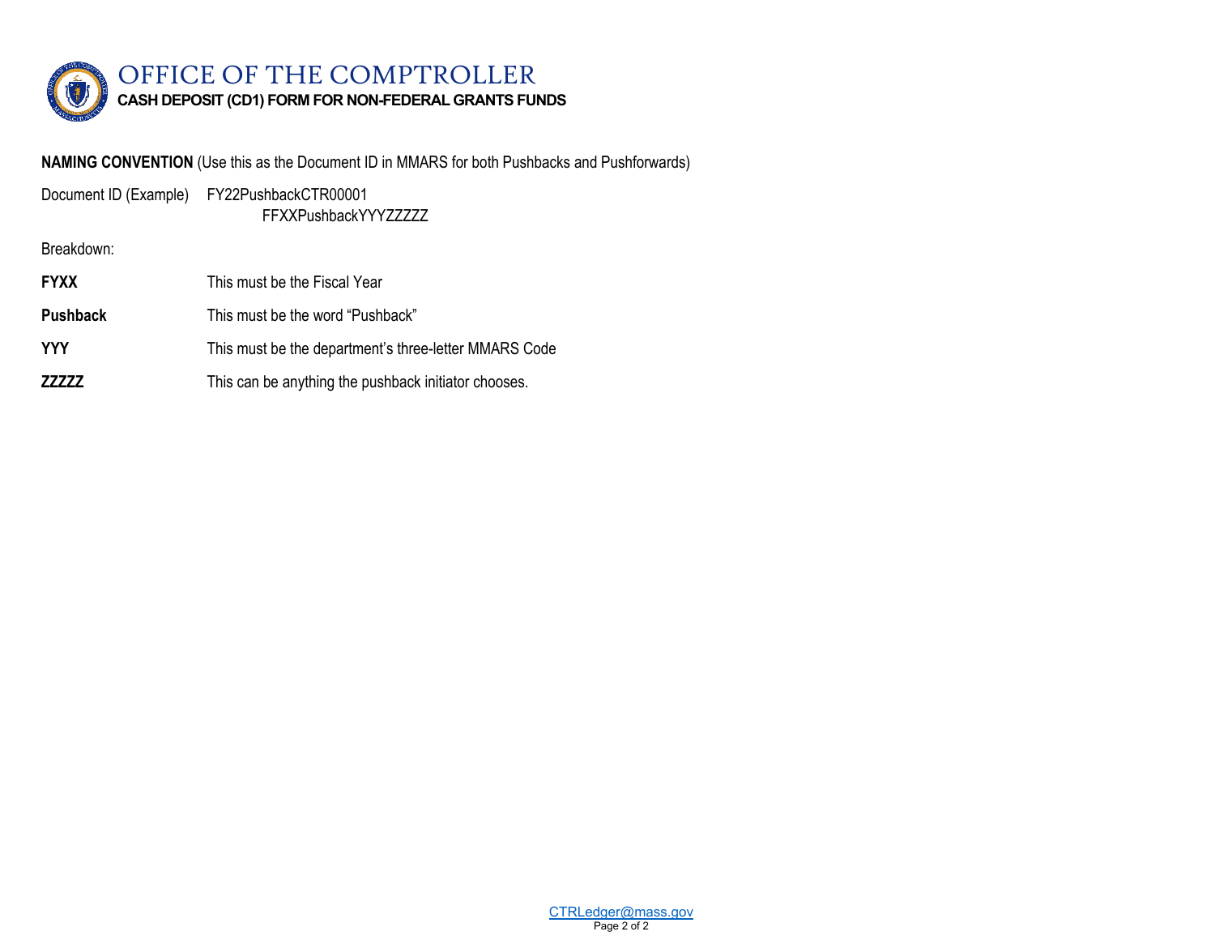# OFFICE OF THE COMPTROLLER

**CASH DEPOSIT (CD1) FORM FOR NON-FEDERAL GRANTS FUNDS**

**NAMING CONVENTION** (Use this as the Document ID in MMARS for both Pushbacks and Pushforwards)

Document ID (Example) FY22PushbackCTR00001
FFXXPushbackYYYZZZZZ

Breakdown:

| | |
|---|---|
| **FYXX** | This must be the Fiscal Year |
| **Pushback** | This must be the word "Pushback" |
| **YYY** | This must be the department's three-letter MMARS Code |
| **ZZZZZ** | This can be anything the pushback initiator chooses. |

CTRLedger@mass.gov